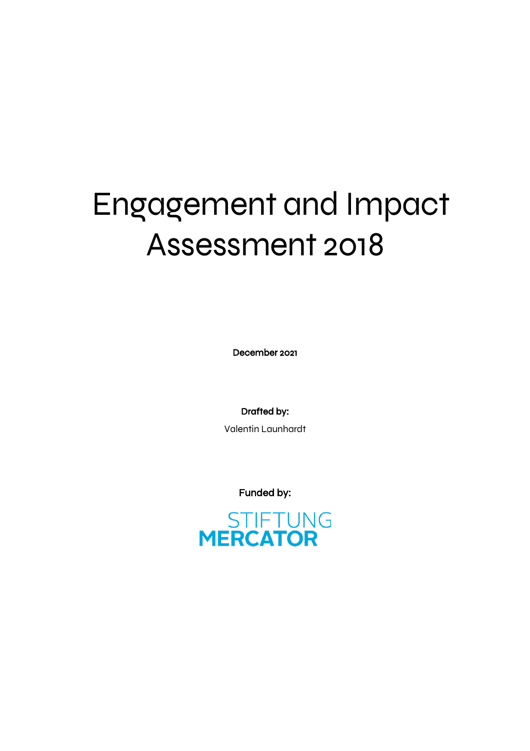# Engagement and Impact Assessment 2018

**December 2021**

**Drafted by:**

Valentin Launhardt

**Funded by:**

STIFTUNG MERCATOR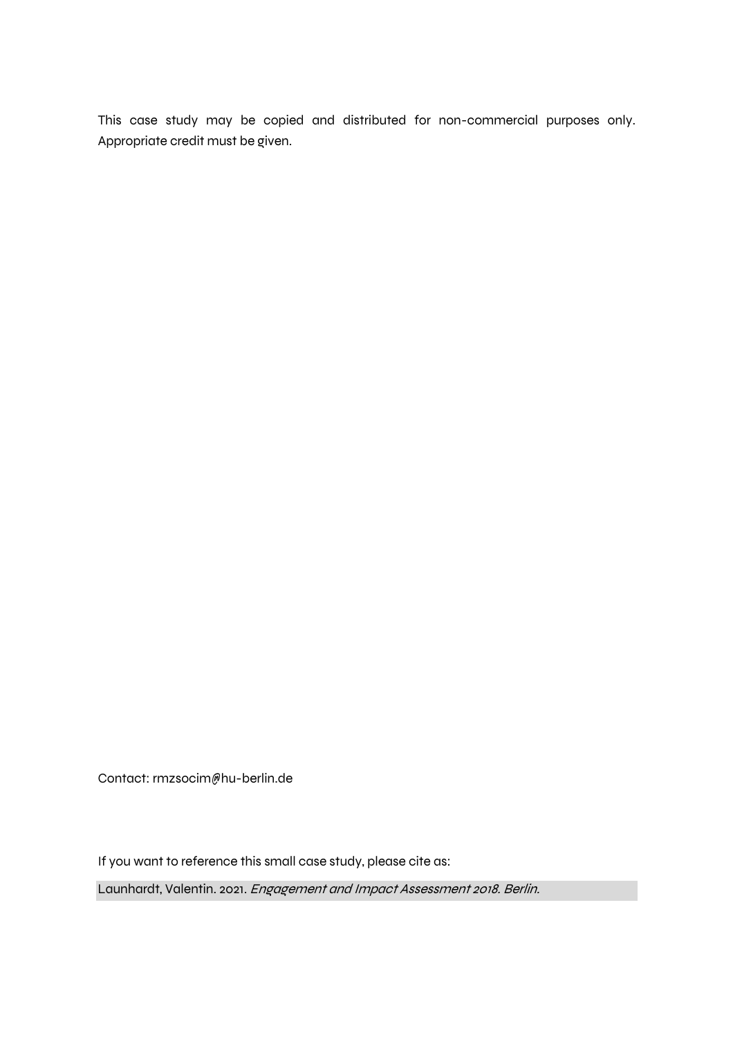This case study may be copied and distributed for non-commercial purposes only. Appropriate credit must be given.

Contact: rmzsocim@hu-berlin.de

If you want to reference this small case study, please cite as:

Launhardt, Valentin. 2021. *Engagement and Impact Assessment 2018. Berlin.*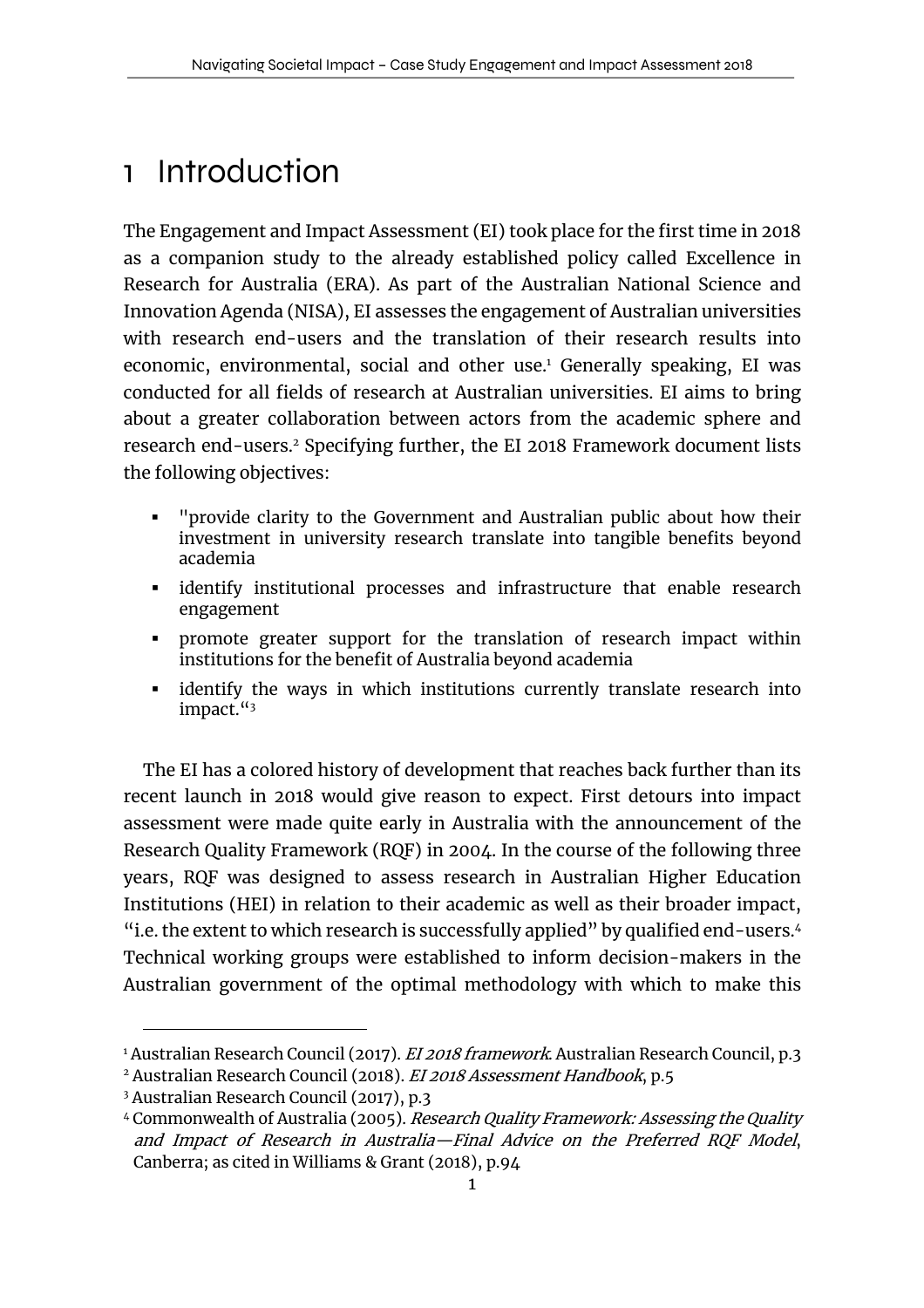# 1 Introduction

The Engagement and Impact Assessment (EI) took place for the first time in 2018 as a companion study to the already established policy called Excellence in Research for Australia (ERA). As part of the Australian National Science and Innovation Agenda (NISA), EI assesses the engagement of Australian universities with research end-users and the translation of their research results into economic, environmental, social and other use.[1] Generally speaking, EI was conducted for all fields of research at Australian universities. EI aims to bring about a greater collaboration between actors from the academic sphere and research end-users.[2] Specifying further, the EI 2018 Framework document lists the following objectives:

- "provide clarity to the Government and Australian public about how their investment in university research translate into tangible benefits beyond academia
- identify institutional processes and infrastructure that enable research engagement
- promote greater support for the translation of research impact within institutions for the benefit of Australia beyond academia
- identify the ways in which institutions currently translate research into impact."[3]

The EI has a colored history of development that reaches back further than its recent launch in 2018 would give reason to expect. First detours into impact assessment were made quite early in Australia with the announcement of the Research Quality Framework (RQF) in 2004. In the course of the following three years, RQF was designed to assess research in Australian Higher Education Institutions (HEI) in relation to their academic as well as their broader impact, "i.e. the extent to which research is successfully applied" by qualified end-users.[4] Technical working groups were established to inform decision-makers in the Australian government of the optimal methodology with which to make this

---

[1] Australian Research Council (2017). *EI 2018 framework.* Australian Research Council, p.3

[2] Australian Research Council (2018). *EI 2018 Assessment Handbook*, p.5

[3] Australian Research Council (2017), p.3

[4] Commonwealth of Australia (2005). *Research Quality Framework: Assessing the Quality and Impact of Research in Australia—Final Advice on the Preferred RQF Model*, Canberra; as cited in Williams & Grant (2018), p.94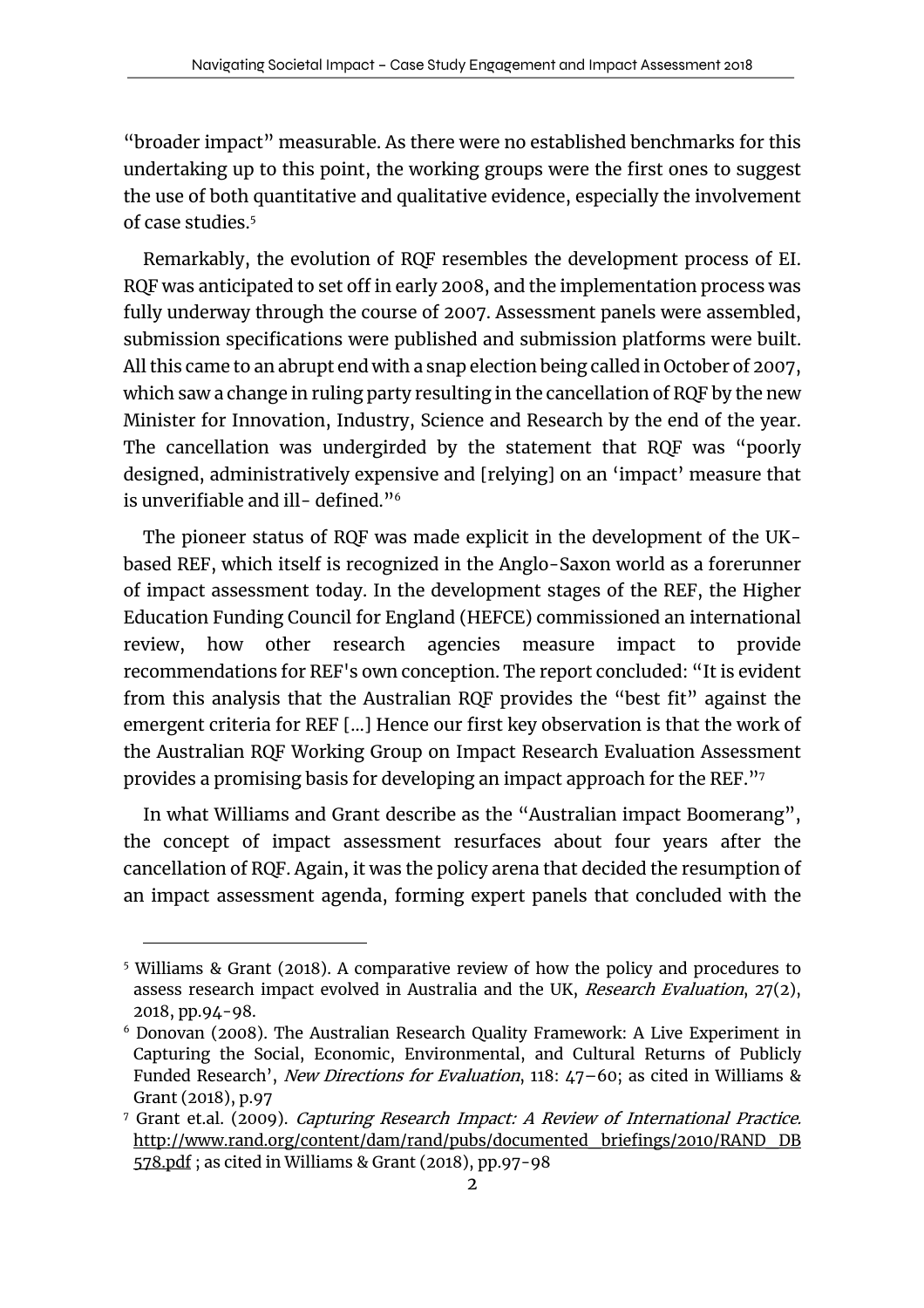"broader impact" measurable. As there were no established benchmarks for this undertaking up to this point, the working groups were the first ones to suggest the use of both quantitative and qualitative evidence, especially the involvement of case studies.[5]

Remarkably, the evolution of RQF resembles the development process of EI. RQF was anticipated to set off in early 2008, and the implementation process was fully underway through the course of 2007. Assessment panels were assembled, submission specifications were published and submission platforms were built. All this came to an abrupt end with a snap election being called in October of 2007, which saw a change in ruling party resulting in the cancellation of RQF by the new Minister for Innovation, Industry, Science and Research by the end of the year. The cancellation was undergirded by the statement that RQF was "poorly designed, administratively expensive and [relying] on an 'impact' measure that is unverifiable and ill- defined."[6]

The pioneer status of RQF was made explicit in the development of the UK-based REF, which itself is recognized in the Anglo-Saxon world as a forerunner of impact assessment today. In the development stages of the REF, the Higher Education Funding Council for England (HEFCE) commissioned an international review, how other research agencies measure impact to provide recommendations for REF's own conception. The report concluded: "It is evident from this analysis that the Australian RQF provides the "best fit" against the emergent criteria for REF [...] Hence our first key observation is that the work of the Australian RQF Working Group on Impact Research Evaluation Assessment provides a promising basis for developing an impact approach for the REF."[7]

In what Williams and Grant describe as the "Australian impact Boomerang", the concept of impact assessment resurfaces about four years after the cancellation of RQF. Again, it was the policy arena that decided the resumption of an impact assessment agenda, forming expert panels that concluded with the

[5] Williams & Grant (2018). A comparative review of how the policy and procedures to assess research impact evolved in Australia and the UK, *Research Evaluation*, 27(2), 2018, pp.94-98.

[6] Donovan (2008). The Australian Research Quality Framework: A Live Experiment in Capturing the Social, Economic, Environmental, and Cultural Returns of Publicly Funded Research', *New Directions for Evaluation*, 118: 47–60; as cited in Williams & Grant (2018), p.97

[7] Grant et.al. (2009). *Capturing Research Impact: A Review of International Practice*. http://www.rand.org/content/dam/rand/pubs/documented_briefings/2010/RAND_DB578.pdf ; as cited in Williams & Grant (2018), pp.97-98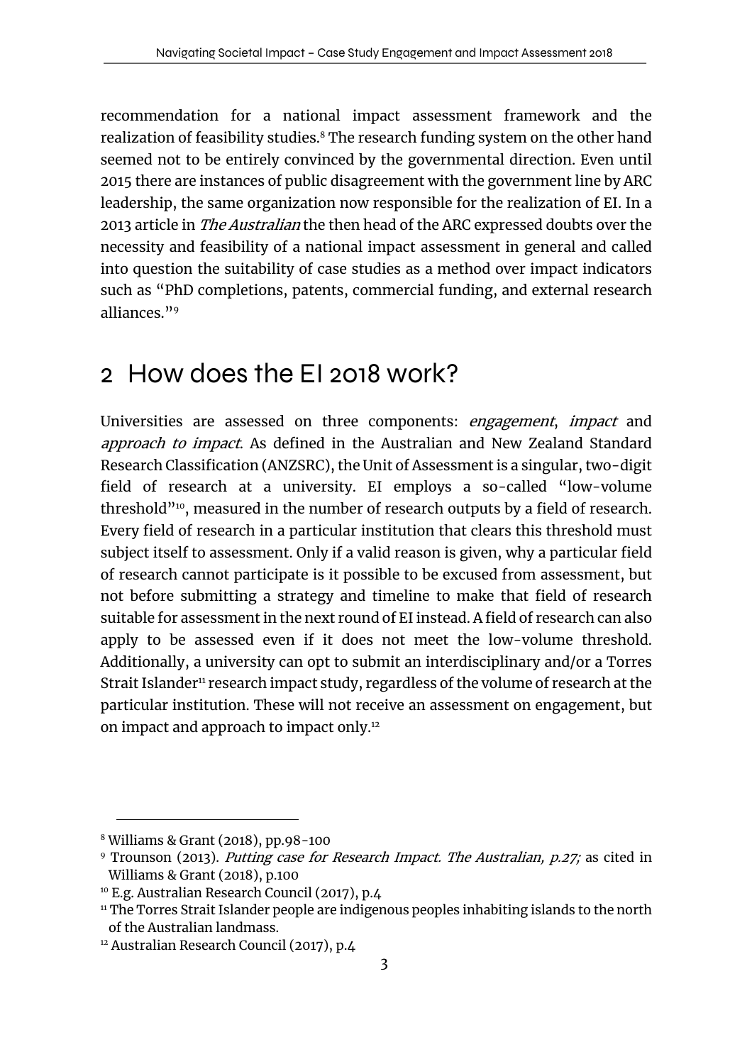recommendation for a national impact assessment framework and the realization of feasibility studies.[8] The research funding system on the other hand seemed not to be entirely convinced by the governmental direction. Even until 2015 there are instances of public disagreement with the government line by ARC leadership, the same organization now responsible for the realization of EI. In a 2013 article in *The Australian* the then head of the ARC expressed doubts over the necessity and feasibility of a national impact assessment in general and called into question the suitability of case studies as a method over impact indicators such as "PhD completions, patents, commercial funding, and external research alliances."[9]

## 2 How does the EI 2018 work?

Universities are assessed on three components: *engagement*, *impact* and *approach to impact*. As defined in the Australian and New Zealand Standard Research Classification (ANZSRC), the Unit of Assessment is a singular, two-digit field of research at a university. EI employs a so-called "low-volume threshold"[10], measured in the number of research outputs by a field of research. Every field of research in a particular institution that clears this threshold must subject itself to assessment. Only if a valid reason is given, why a particular field of research cannot participate is it possible to be excused from assessment, but not before submitting a strategy and timeline to make that field of research suitable for assessment in the next round of EI instead. A field of research can also apply to be assessed even if it does not meet the low-volume threshold. Additionally, a university can opt to submit an interdisciplinary and/or a Torres Strait Islander[11] research impact study, regardless of the volume of research at the particular institution. These will not receive an assessment on engagement, but on impact and approach to impact only.[12]

---

[8] Williams & Grant (2018), pp.98-100

[9] Trounson (2013). *Putting case for Research Impact. The Australian, p.27;* as cited in Williams & Grant (2018), p.100

[10] E.g. Australian Research Council (2017), p.4

[11] The Torres Strait Islander people are indigenous peoples inhabiting islands to the north of the Australian landmass.

[12] Australian Research Council (2017), p.4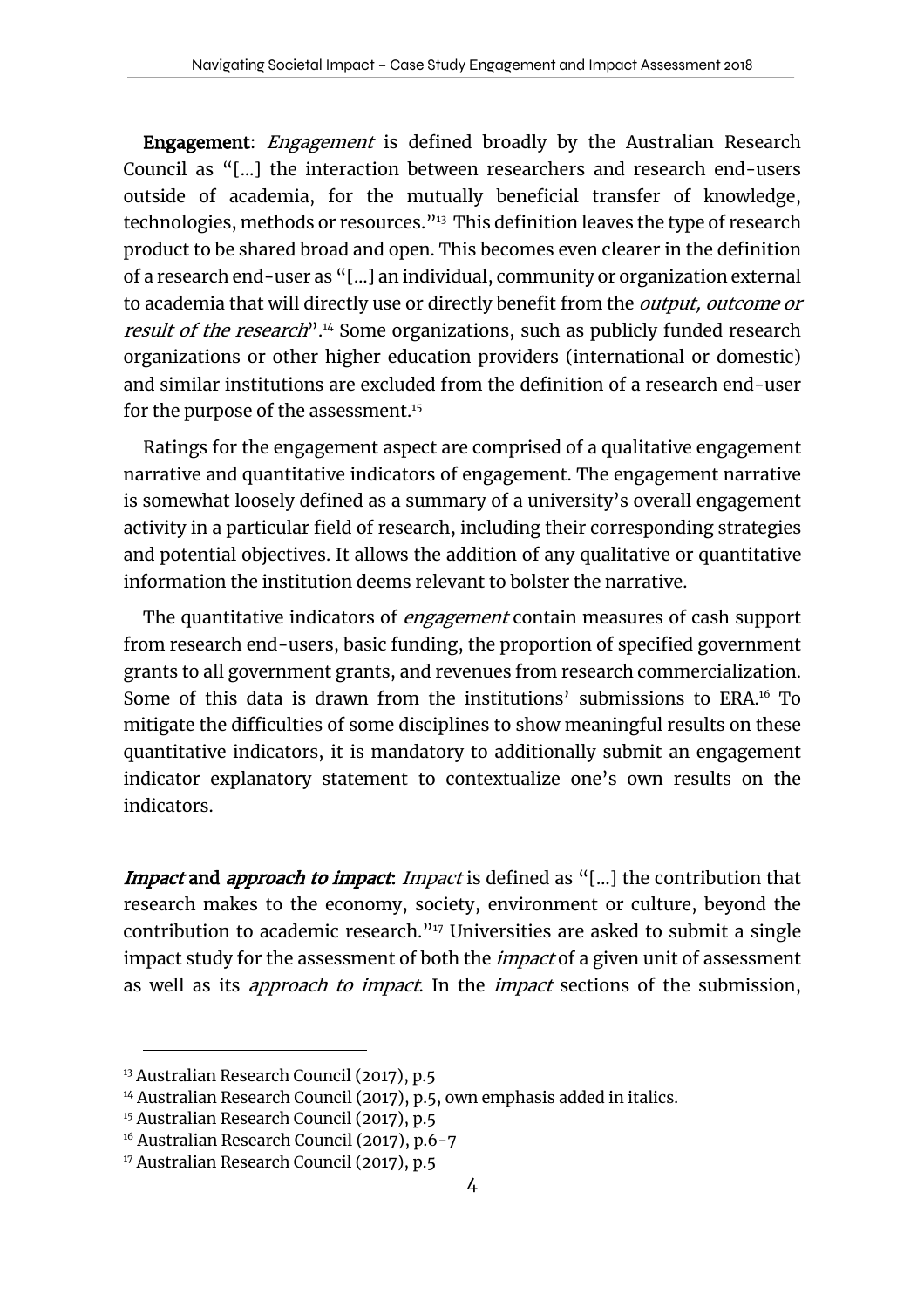**Engagement**: *Engagement* is defined broadly by the Australian Research Council as "[...] the interaction between researchers and research end-users outside of academia, for the mutually beneficial transfer of knowledge, technologies, methods or resources."[13] This definition leaves the type of research product to be shared broad and open. This becomes even clearer in the definition of a research end-user as "[...] an individual, community or organization external to academia that will directly use or directly benefit from the *output, outcome or result of the research*".[14] Some organizations, such as publicly funded research organizations or other higher education providers (international or domestic) and similar institutions are excluded from the definition of a research end-user for the purpose of the assessment.[15]

Ratings for the engagement aspect are comprised of a qualitative engagement narrative and quantitative indicators of engagement. The engagement narrative is somewhat loosely defined as a summary of a university's overall engagement activity in a particular field of research, including their corresponding strategies and potential objectives. It allows the addition of any qualitative or quantitative information the institution deems relevant to bolster the narrative.

The quantitative indicators of *engagement* contain measures of cash support from research end-users, basic funding, the proportion of specified government grants to all government grants, and revenues from research commercialization. Some of this data is drawn from the institutions' submissions to ERA.[16] To mitigate the difficulties of some disciplines to show meaningful results on these quantitative indicators, it is mandatory to additionally submit an engagement indicator explanatory statement to contextualize one's own results on the indicators.

***Impact* and *approach to impact***: *Impact* is defined as "[...] the contribution that research makes to the economy, society, environment or culture, beyond the contribution to academic research."[17] Universities are asked to submit a single impact study for the assessment of both the *impact* of a given unit of assessment as well as its *approach to impact*. In the *impact* sections of the submission,

[13] Australian Research Council (2017), p.5

[14] Australian Research Council (2017), p.5, own emphasis added in italics.

[15] Australian Research Council (2017), p.5

[16] Australian Research Council (2017), p.6-7

[17] Australian Research Council (2017), p.5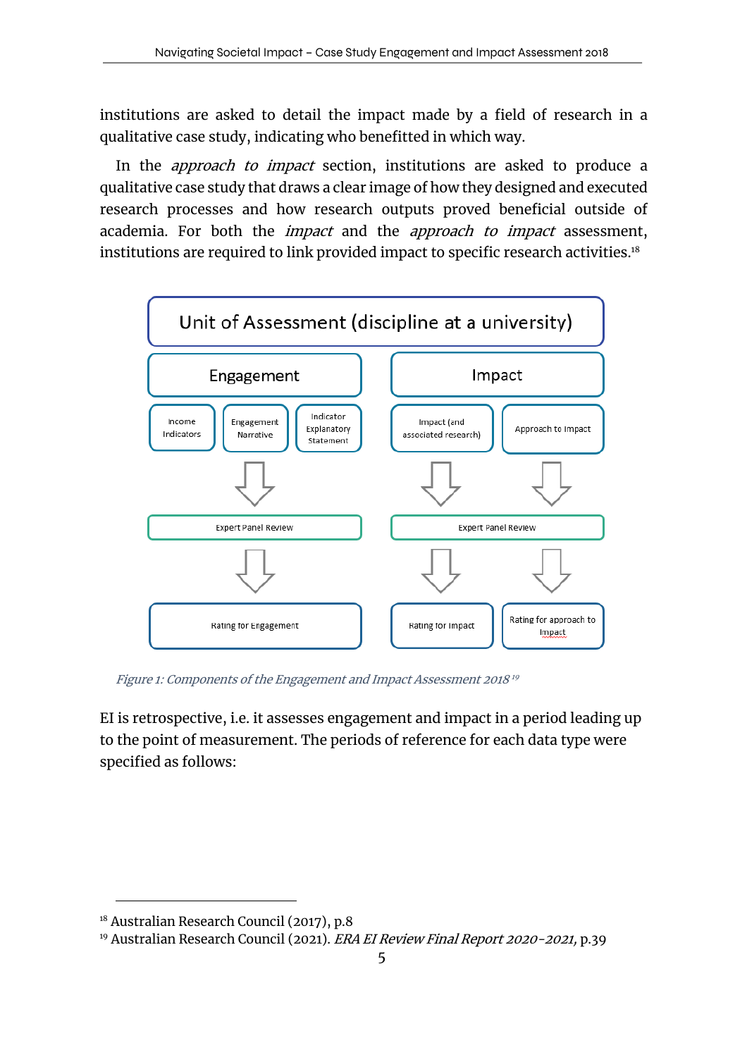institutions are asked to detail the impact made by a field of research in a qualitative case study, indicating who benefitted in which way.

In the *approach to impact* section, institutions are asked to produce a qualitative case study that draws a clear image of how they designed and executed research processes and how research outputs proved beneficial outside of academia. For both the *impact* and the *approach to impact* assessment, institutions are required to link provided impact to specific research activities.[18]

Unit of Assessment (discipline at a university)

Engagement: Income Indicators; Engagement Narrative; Indicator Explanatory Statement → Expert Panel Review → Rating for Engagement

Impact: Impact (and associated research) → Expert Panel Review → Rating for Impact; Approach to Impact → Expert Panel Review → Rating for approach to Impact

*Figure 1: Components of the Engagement and Impact Assessment 2018* [19]

EI is retrospective, i.e. it assesses engagement and impact in a period leading up to the point of measurement. The periods of reference for each data type were specified as follows:

---

[18] Australian Research Council (2017), p.8

[19] Australian Research Council (2021). *ERA EI Review Final Report 2020-2021,* p.39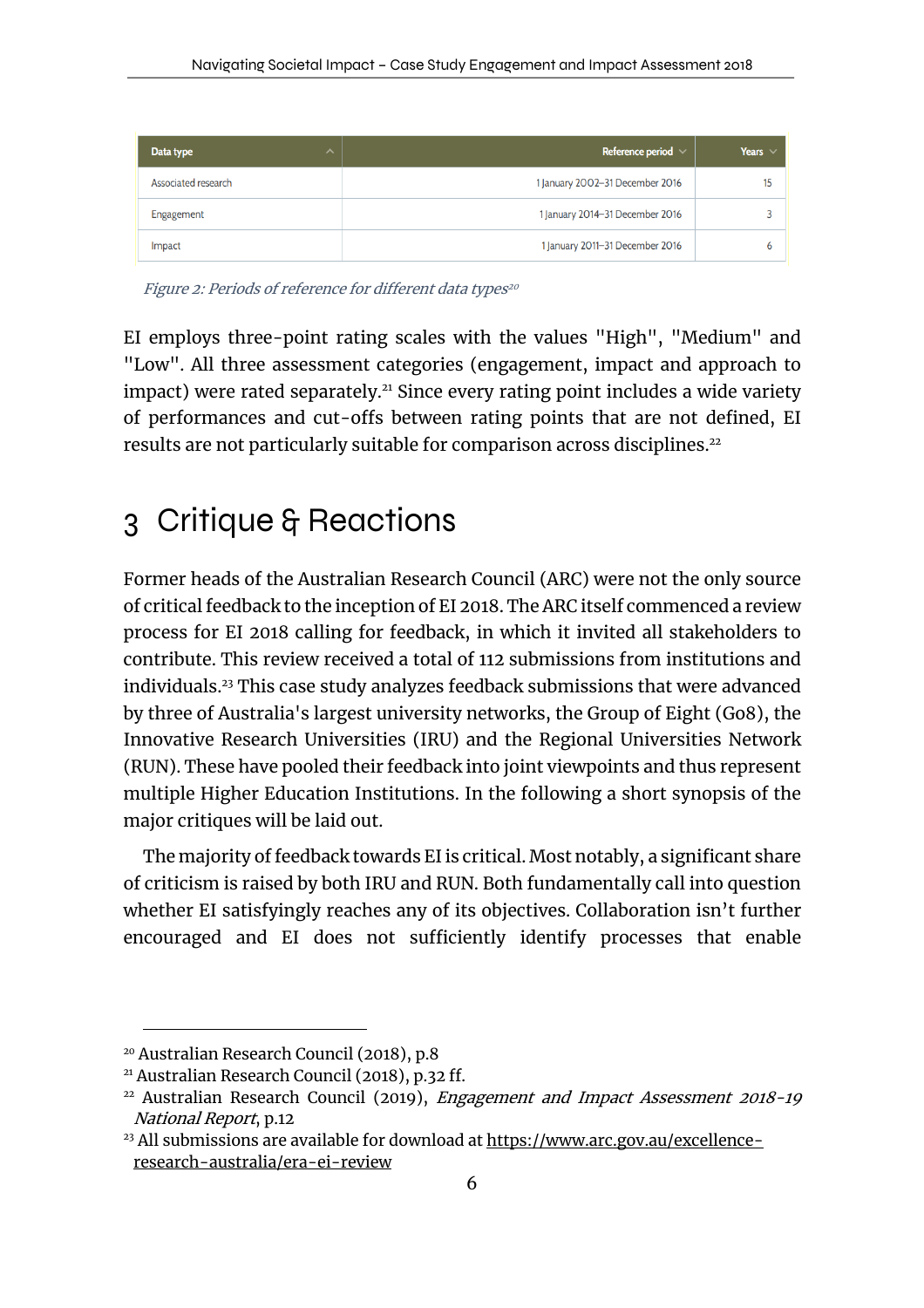| Data type | Reference period | Years |
|---|---|---|
| Associated research | 1 January 2002–31 December 2016 | 15 |
| Engagement | 1 January 2014–31 December 2016 | 3 |
| Impact | 1 January 2011–31 December 2016 | 6 |

*Figure 2: Periods of reference for different data types*[20]

EI employs three-point rating scales with the values "High", "Medium" and "Low". All three assessment categories (engagement, impact and approach to impact) were rated separately.[21] Since every rating point includes a wide variety of performances and cut-offs between rating points that are not defined, EI results are not particularly suitable for comparison across disciplines.[22]

# 3 Critique & Reactions

Former heads of the Australian Research Council (ARC) were not the only source of critical feedback to the inception of EI 2018. The ARC itself commenced a review process for EI 2018 calling for feedback, in which it invited all stakeholders to contribute. This review received a total of 112 submissions from institutions and individuals.[23] This case study analyzes feedback submissions that were advanced by three of Australia's largest university networks, the Group of Eight (Go8), the Innovative Research Universities (IRU) and the Regional Universities Network (RUN). These have pooled their feedback into joint viewpoints and thus represent multiple Higher Education Institutions. In the following a short synopsis of the major critiques will be laid out.

The majority of feedback towards EI is critical. Most notably, a significant share of criticism is raised by both IRU and RUN. Both fundamentally call into question whether EI satisfyingly reaches any of its objectives. Collaboration isn't further encouraged and EI does not sufficiently identify processes that enable

[20] Australian Research Council (2018), p.8

[21] Australian Research Council (2018), p.32 ff.

[22] Australian Research Council (2019), *Engagement and Impact Assessment 2018-19 National Report*, p.12

[23] All submissions are available for download at https://www.arc.gov.au/excellence-research-australia/era-ei-review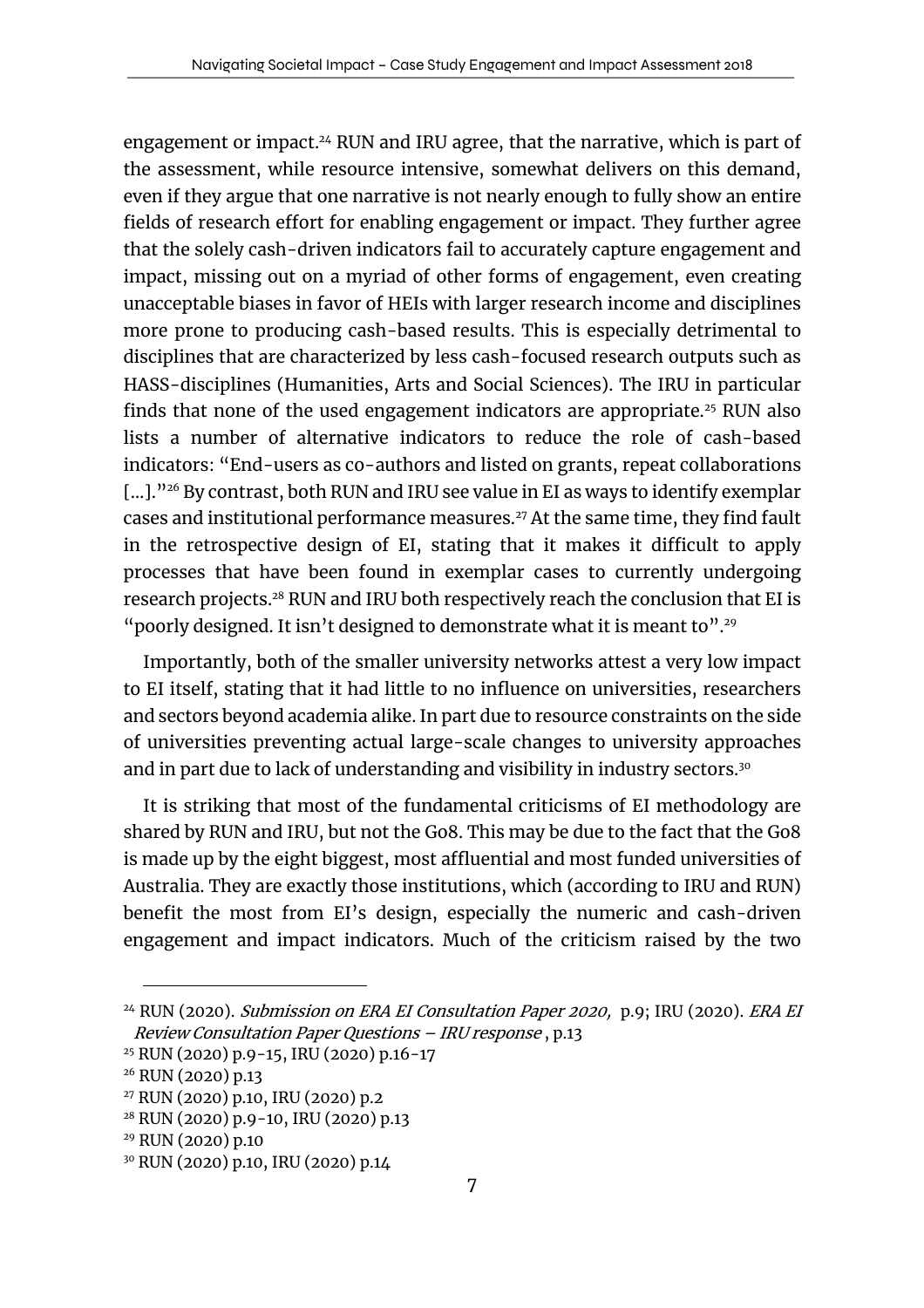engagement or impact.[24] RUN and IRU agree, that the narrative, which is part of the assessment, while resource intensive, somewhat delivers on this demand, even if they argue that one narrative is not nearly enough to fully show an entire fields of research effort for enabling engagement or impact. They further agree that the solely cash-driven indicators fail to accurately capture engagement and impact, missing out on a myriad of other forms of engagement, even creating unacceptable biases in favor of HEIs with larger research income and disciplines more prone to producing cash-based results. This is especially detrimental to disciplines that are characterized by less cash-focused research outputs such as HASS-disciplines (Humanities, Arts and Social Sciences). The IRU in particular finds that none of the used engagement indicators are appropriate.[25] RUN also lists a number of alternative indicators to reduce the role of cash-based indicators: "End-users as co-authors and listed on grants, repeat collaborations […]."[26] By contrast, both RUN and IRU see value in EI as ways to identify exemplar cases and institutional performance measures.[27] At the same time, they find fault in the retrospective design of EI, stating that it makes it difficult to apply processes that have been found in exemplar cases to currently undergoing research projects.[28] RUN and IRU both respectively reach the conclusion that EI is "poorly designed. It isn't designed to demonstrate what it is meant to".[29]

Importantly, both of the smaller university networks attest a very low impact to EI itself, stating that it had little to no influence on universities, researchers and sectors beyond academia alike. In part due to resource constraints on the side of universities preventing actual large-scale changes to university approaches and in part due to lack of understanding and visibility in industry sectors.[30]

It is striking that most of the fundamental criticisms of EI methodology are shared by RUN and IRU, but not the Go8. This may be due to the fact that the Go8 is made up by the eight biggest, most affluential and most funded universities of Australia. They are exactly those institutions, which (according to IRU and RUN) benefit the most from EI's design, especially the numeric and cash-driven engagement and impact indicators. Much of the criticism raised by the two

---

[24] RUN (2020). *Submission on ERA EI Consultation Paper 2020,* p.9; IRU (2020). *ERA EI Review Consultation Paper Questions – IRU response* , p.13

[25] RUN (2020) p.9-15, IRU (2020) p.16-17

[26] RUN (2020) p.13

[27] RUN (2020) p.10, IRU (2020) p.2

[28] RUN (2020) p.9-10, IRU (2020) p.13

[29] RUN (2020) p.10

[30] RUN (2020) p.10, IRU (2020) p.14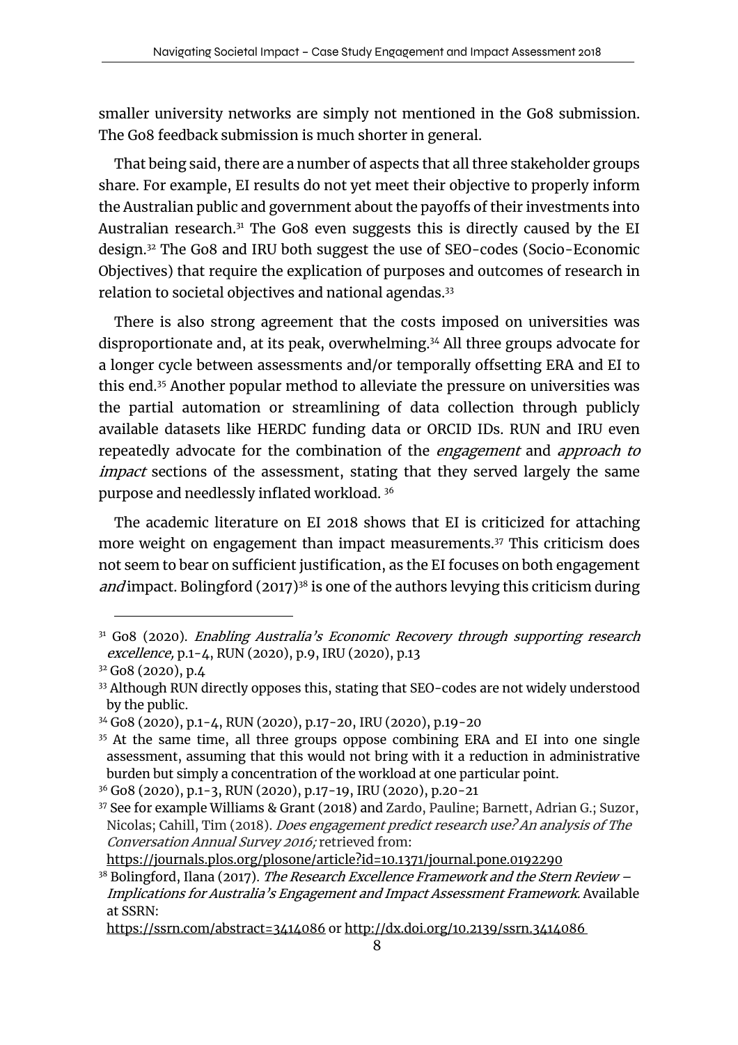smaller university networks are simply not mentioned in the Go8 submission. The Go8 feedback submission is much shorter in general.

That being said, there are a number of aspects that all three stakeholder groups share. For example, EI results do not yet meet their objective to properly inform the Australian public and government about the payoffs of their investments into Australian research.[31] The Go8 even suggests this is directly caused by the EI design.[32] The Go8 and IRU both suggest the use of SEO-codes (Socio-Economic Objectives) that require the explication of purposes and outcomes of research in relation to societal objectives and national agendas.[33]

There is also strong agreement that the costs imposed on universities was disproportionate and, at its peak, overwhelming.[34] All three groups advocate for a longer cycle between assessments and/or temporally offsetting ERA and EI to this end.[35] Another popular method to alleviate the pressure on universities was the partial automation or streamlining of data collection through publicly available datasets like HERDC funding data or ORCID IDs. RUN and IRU even repeatedly advocate for the combination of the *engagement* and *approach to impact* sections of the assessment, stating that they served largely the same purpose and needlessly inflated workload. [36]

The academic literature on EI 2018 shows that EI is criticized for attaching more weight on engagement than impact measurements.[37] This criticism does not seem to bear on sufficient justification, as the EI focuses on both engagement *and* impact. Bolingford (2017)[38] is one of the authors levying this criticism during

---

[31] Go8 (2020). *Enabling Australia's Economic Recovery through supporting research excellence,* p.1-4, RUN (2020), p.9, IRU (2020), p.13

[32] Go8 (2020), p.4

[33] Although RUN directly opposes this, stating that SEO-codes are not widely understood by the public.

[34] Go8 (2020), p.1-4, RUN (2020), p.17-20, IRU (2020), p.19-20

[35] At the same time, all three groups oppose combining ERA and EI into one single assessment, assuming that this would not bring with it a reduction in administrative burden but simply a concentration of the workload at one particular point.

[36] Go8 (2020), p.1-3, RUN (2020), p.17-19, IRU (2020), p.20-21

[37] See for example Williams & Grant (2018) and Zardo, Pauline; Barnett, Adrian G.; Suzor, Nicolas; Cahill, Tim (2018). *Does engagement predict research use? An analysis of The Conversation Annual Survey 2016;* retrieved from: https://journals.plos.org/plosone/article?id=10.1371/journal.pone.0192290

[38] Bolingford, Ilana (2017). *The Research Excellence Framework and the Stern Review – Implications for Australia's Engagement and Impact Assessment Framework.* Available at SSRN: https://ssrn.com/abstract=3414086 or http://dx.doi.org/10.2139/ssrn.3414086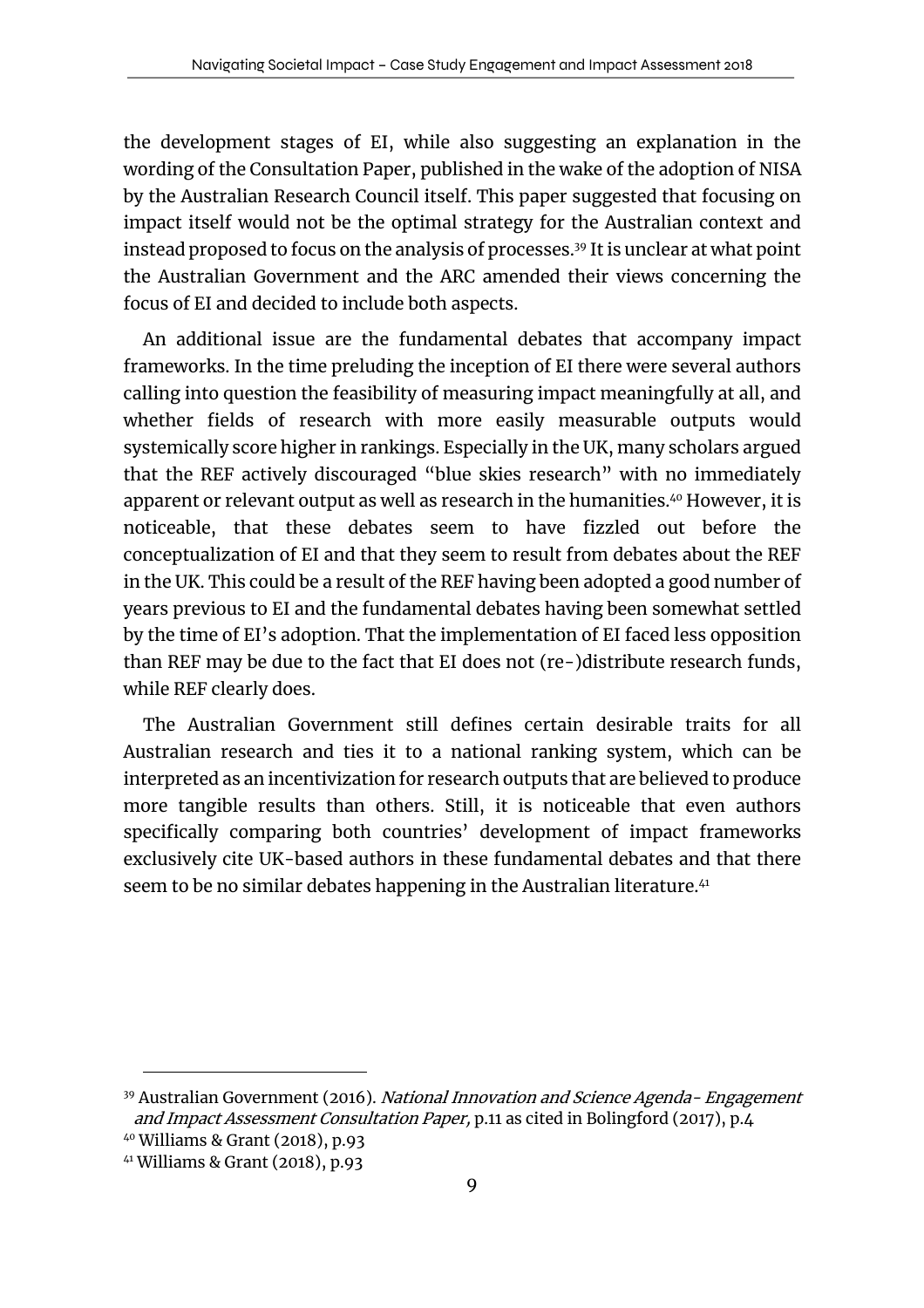the development stages of EI, while also suggesting an explanation in the wording of the Consultation Paper, published in the wake of the adoption of NISA by the Australian Research Council itself. This paper suggested that focusing on impact itself would not be the optimal strategy for the Australian context and instead proposed to focus on the analysis of processes.[39] It is unclear at what point the Australian Government and the ARC amended their views concerning the focus of EI and decided to include both aspects.

An additional issue are the fundamental debates that accompany impact frameworks. In the time preluding the inception of EI there were several authors calling into question the feasibility of measuring impact meaningfully at all, and whether fields of research with more easily measurable outputs would systemically score higher in rankings. Especially in the UK, many scholars argued that the REF actively discouraged "blue skies research" with no immediately apparent or relevant output as well as research in the humanities.[40] However, it is noticeable, that these debates seem to have fizzled out before the conceptualization of EI and that they seem to result from debates about the REF in the UK. This could be a result of the REF having been adopted a good number of years previous to EI and the fundamental debates having been somewhat settled by the time of EI's adoption. That the implementation of EI faced less opposition than REF may be due to the fact that EI does not (re-)distribute research funds, while REF clearly does.

The Australian Government still defines certain desirable traits for all Australian research and ties it to a national ranking system, which can be interpreted as an incentivization for research outputs that are believed to produce more tangible results than others. Still, it is noticeable that even authors specifically comparing both countries' development of impact frameworks exclusively cite UK-based authors in these fundamental debates and that there seem to be no similar debates happening in the Australian literature.[41]

---

[39] Australian Government (2016). *National Innovation and Science Agenda- Engagement and Impact Assessment Consultation Paper,* p.11 as cited in Bolingford (2017), p.4

[40] Williams & Grant (2018), p.93

[41] Williams & Grant (2018), p.93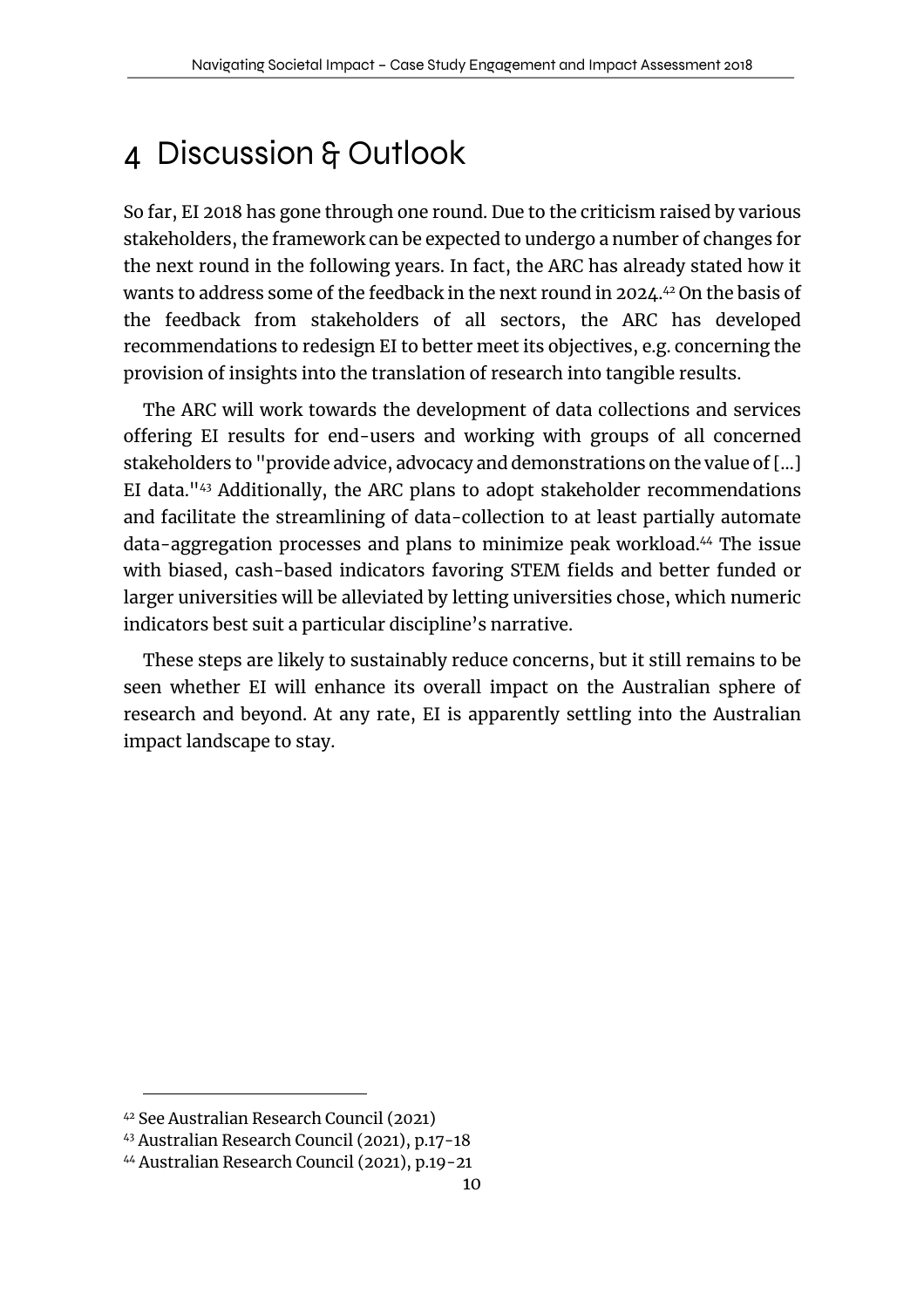# 4 Discussion & Outlook

So far, EI 2018 has gone through one round. Due to the criticism raised by various stakeholders, the framework can be expected to undergo a number of changes for the next round in the following years. In fact, the ARC has already stated how it wants to address some of the feedback in the next round in 2024.[42] On the basis of the feedback from stakeholders of all sectors, the ARC has developed recommendations to redesign EI to better meet its objectives, e.g. concerning the provision of insights into the translation of research into tangible results.

The ARC will work towards the development of data collections and services offering EI results for end-users and working with groups of all concerned stakeholders to "provide advice, advocacy and demonstrations on the value of [...] EI data."[43] Additionally, the ARC plans to adopt stakeholder recommendations and facilitate the streamlining of data-collection to at least partially automate data-aggregation processes and plans to minimize peak workload.[44] The issue with biased, cash-based indicators favoring STEM fields and better funded or larger universities will be alleviated by letting universities chose, which numeric indicators best suit a particular discipline's narrative.

These steps are likely to sustainably reduce concerns, but it still remains to be seen whether EI will enhance its overall impact on the Australian sphere of research and beyond. At any rate, EI is apparently settling into the Australian impact landscape to stay.

---

[42] See Australian Research Council (2021)

[43] Australian Research Council (2021), p.17-18

[44] Australian Research Council (2021), p.19-21